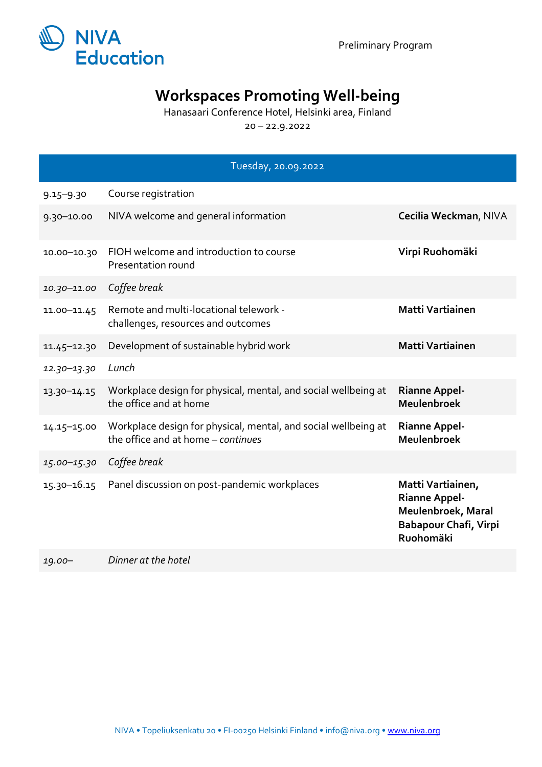NIVA Education

Preliminary Program

# Workspaces Promoting Well-being

Hanasaari Conference Hotel, Helsinki area, Finland

20 – 22.9.2022

| Tuesday, 20.09.2022 | | |
|---|---|---|
| 9.15–9.30 | Course registration | |
| 9.30–10.00 | NIVA welcome and general information | **Cecilia Weckman**, NIVA |
| 10.00–10.30 | FIOH welcome and introduction to course<br>Presentation round | **Virpi Ruohomäki** |
| *10.30–11.00* | *Coffee break* | |
| 11.00–11.45 | Remote and multi-locational telework - challenges, resources and outcomes | **Matti Vartiainen** |
| 11.45–12.30 | Development of sustainable hybrid work | **Matti Vartiainen** |
| *12.30–13.30* | *Lunch* | |
| 13.30–14.15 | Workplace design for physical, mental, and social wellbeing at the office and at home | **Rianne Appel-Meulenbroek** |
| 14.15–15.00 | Workplace design for physical, mental, and social wellbeing at the office and at home – *continues* | **Rianne Appel-Meulenbroek** |
| *15.00–15.30* | *Coffee break* | |
| 15.30–16.15 | Panel discussion on post-pandemic workplaces | **Matti Vartiainen, Rianne Appel-Meulenbroek, Maral Babapour Chafi, Virpi Ruohomäki** |
| *19.00–* | *Dinner at the hotel* | |

NIVA • Topeliuksenkatu 20 • FI-00250 Helsinki Finland • info@niva.org • www.niva.org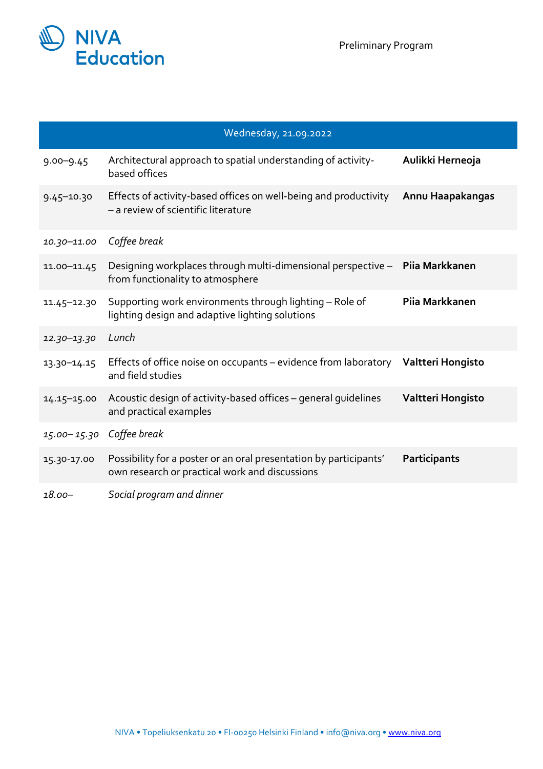Preliminary Program

| Wednesday, 21.09.2022 | | |
|---|---|---|
| 9.00–9.45 | Architectural approach to spatial understanding of activity-based offices | **Aulikki Herneoja** |
| 9.45–10.30 | Effects of activity-based offices on well-being and productivity – a review of scientific literature | **Annu Haapakangas** |
| *10.30–11.00* | *Coffee break* | |
| 11.00–11.45 | Designing workplaces through multi-dimensional perspective – from functionality to atmosphere | **Piia Markkanen** |
| 11.45–12.30 | Supporting work environments through lighting – Role of lighting design and adaptive lighting solutions | **Piia Markkanen** |
| *12.30–13.30* | *Lunch* | |
| 13.30–14.15 | Effects of office noise on occupants – evidence from laboratory and field studies | **Valtteri Hongisto** |
| 14.15–15.00 | Acoustic design of activity-based offices – general guidelines and practical examples | **Valtteri Hongisto** |
| *15.00– 15.30* | *Coffee break* | |
| 15.30-17.00 | Possibility for a poster or an oral presentation by participants' own research or practical work and discussions | **Participants** |
| *18.00–* | *Social program and dinner* | |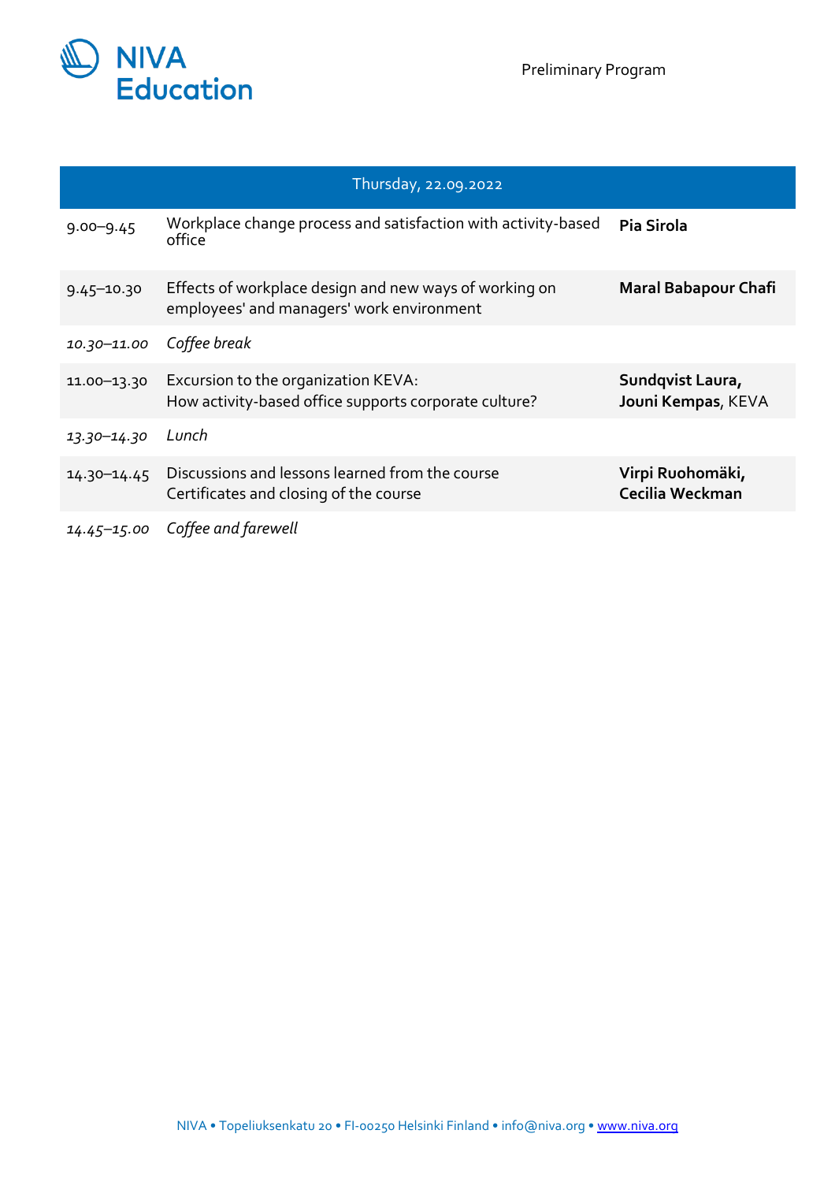NIVA Education

Preliminary Program

| Thursday, 22.09.2022 | | |
|---|---|---|
| 9.00–9.45 | Workplace change process and satisfaction with activity-based office | **Pia Sirola** |
| 9.45–10.30 | Effects of workplace design and new ways of working on employees' and managers' work environment | **Maral Babapour Chafi** |
| *10.30–11.00* | *Coffee break* | |
| 11.00–13.30 | Excursion to the organization KEVA: How activity-based office supports corporate culture? | **Sundqvist Laura, Jouni Kempas**, KEVA |
| *13.30–14.30* | *Lunch* | |
| 14.30–14.45 | Discussions and lessons learned from the course Certificates and closing of the course | **Virpi Ruohomäki, Cecilia Weckman** |
| *14.45–15.00* | *Coffee and farewell* | |

NIVA • Topeliuksenkatu 20 • FI-00250 Helsinki Finland • info@niva.org • www.niva.org